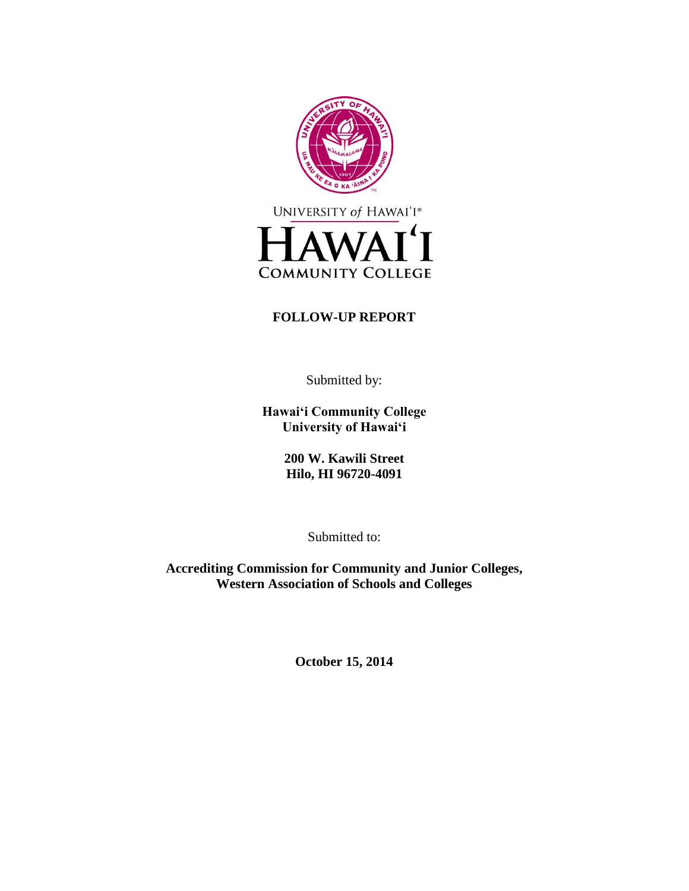UNIVERSITY of HAWAI'I®

# HAWAI'I COMMUNITY COLLEGE

**FOLLOW-UP REPORT**

Submitted by:

**Hawai'i Community College**
**University of Hawai'i**

**200 W. Kawili Street**
**Hilo, HI 96720-4091**

Submitted to:

**Accrediting Commission for Community and Junior Colleges,**
**Western Association of Schools and Colleges**

**October 15, 2014**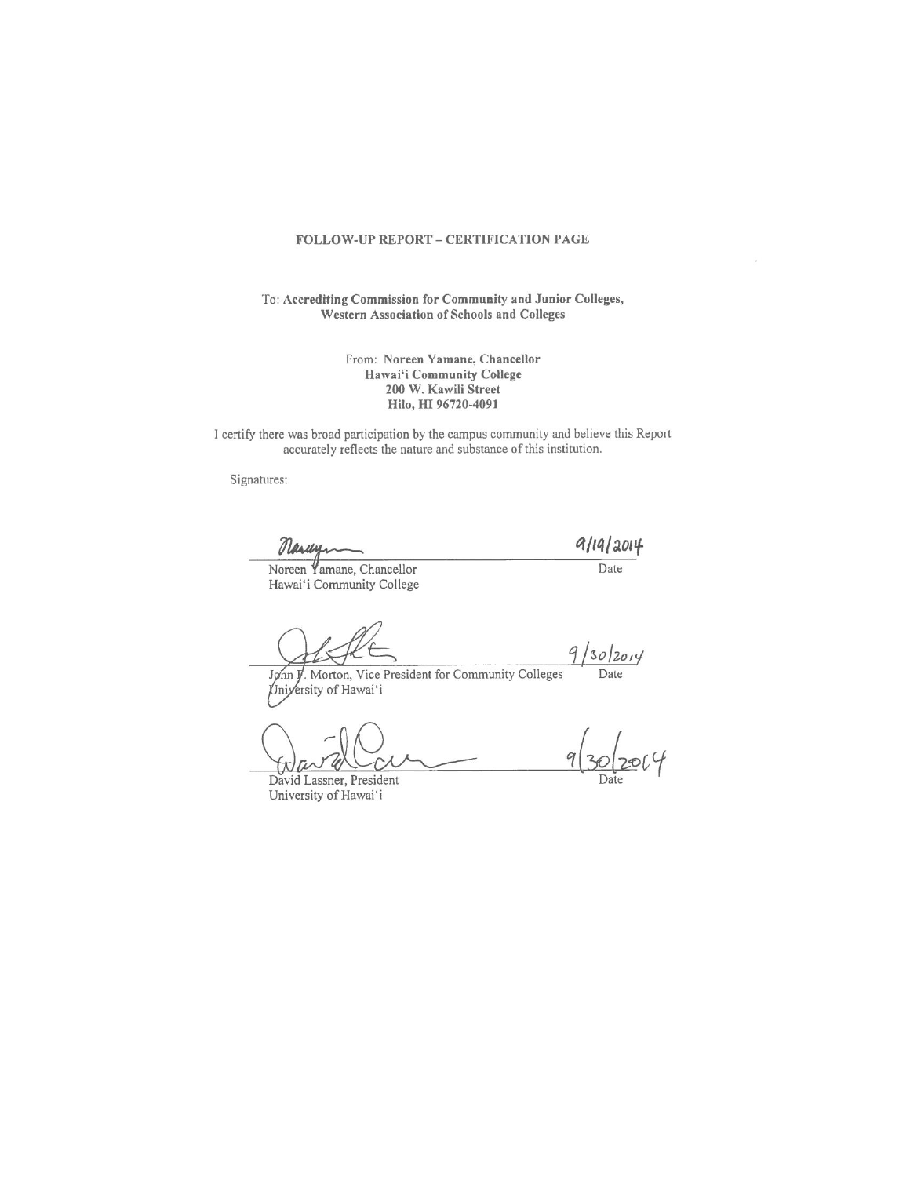**FOLLOW-UP REPORT – CERTIFICATION PAGE**

To: **Accrediting Commission for Community and Junior Colleges, Western Association of Schools and Colleges**

From: **Noreen Yamane, Chancellor**
**Hawai'i Community College**
**200 W. Kawili Street**
**Hilo, HI 96720-4091**

I certify there was broad participation by the campus community and believe this Report accurately reflects the nature and substance of this institution.

Signatures:

| | |
|---|---|
| Noreen Yamane, Chancellor<br>Hawai'i Community College | 9/19/2014<br>Date |
| John F. Morton, Vice President for Community Colleges<br>University of Hawai'i | 9/30/2014<br>Date |
| David Lassner, President<br>University of Hawai'i | 9/30/2014<br>Date |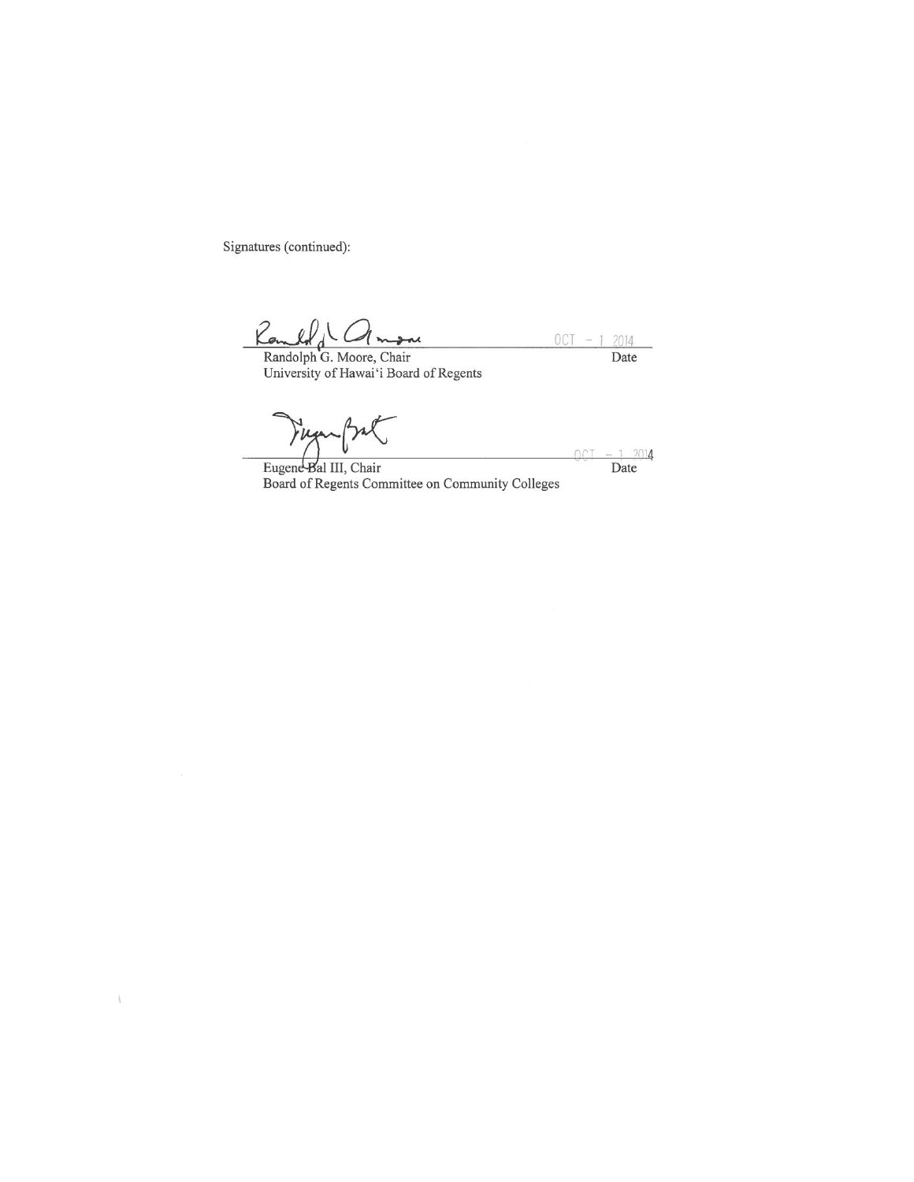Signatures (continued):

Randolph G. Moore, Chair  
University of Hawai'i Board of Regents

OCT - 1 2014  
Date

Eugene Bal III, Chair  
Board of Regents Committee on Community Colleges

OCT - 1 2014  
Date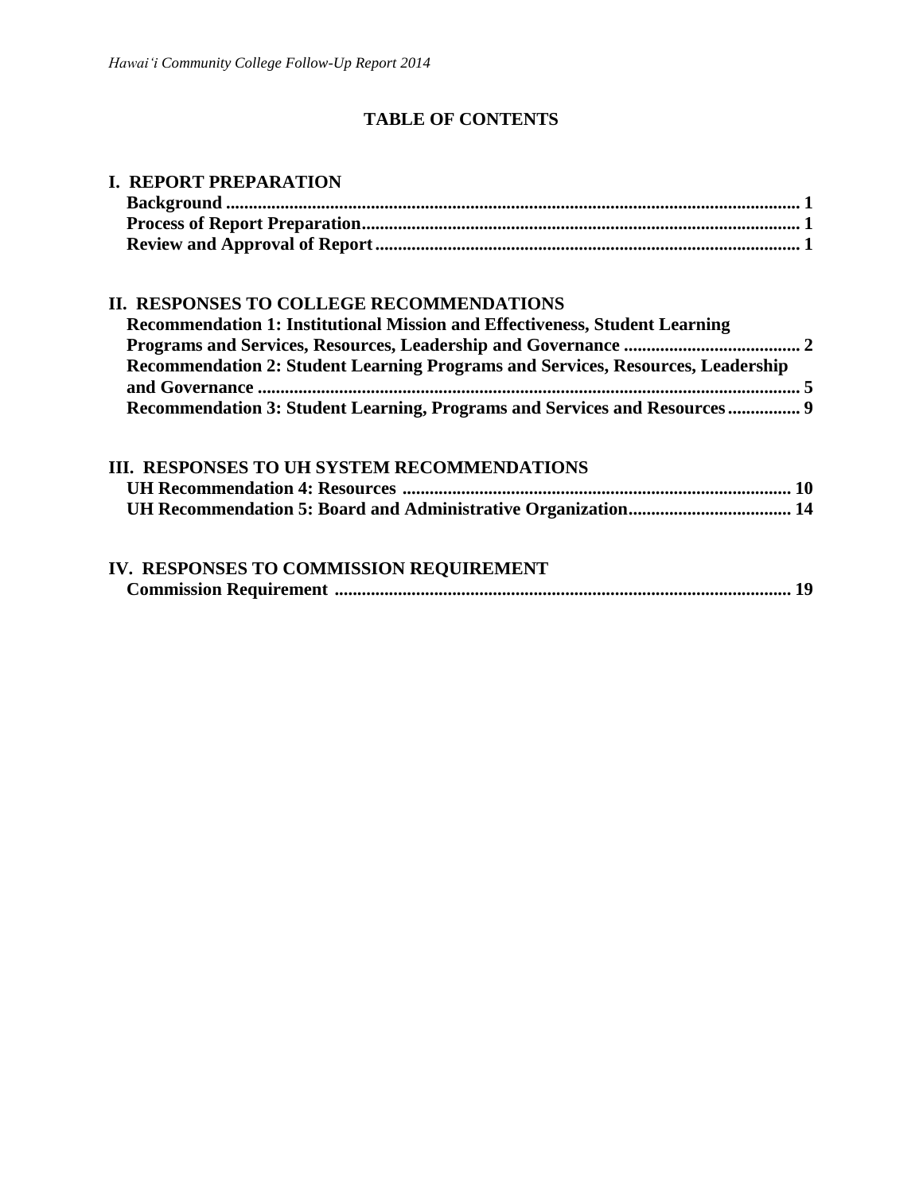# TABLE OF CONTENTS

**I. REPORT PREPARATION**

**Background ............................................................................................................................ 1**
**Process of Report Preparation.............................................................................................. 1**
**Review and Approval of Report ............................................................................................ 1**

**II. RESPONSES TO COLLEGE RECOMMENDATIONS**

**Recommendation 1: Institutional Mission and Effectiveness, Student Learning Programs and Services, Resources, Leadership and Governance ...................................... 2**
**Recommendation 2: Student Learning Programs and Services, Resources, Leadership and Governance ...................................................................................................................... 5**
**Recommendation 3: Student Learning, Programs and Services and Resources ................ 9**

**III. RESPONSES TO UH SYSTEM RECOMMENDATIONS**

**UH Recommendation 4: Resources ..................................................................................... 10**
**UH Recommendation 5: Board and Administrative Organization.................................... 14**

**IV. RESPONSES TO COMMISSION REQUIREMENT**

**Commission Requirement ................................................................................................... 19**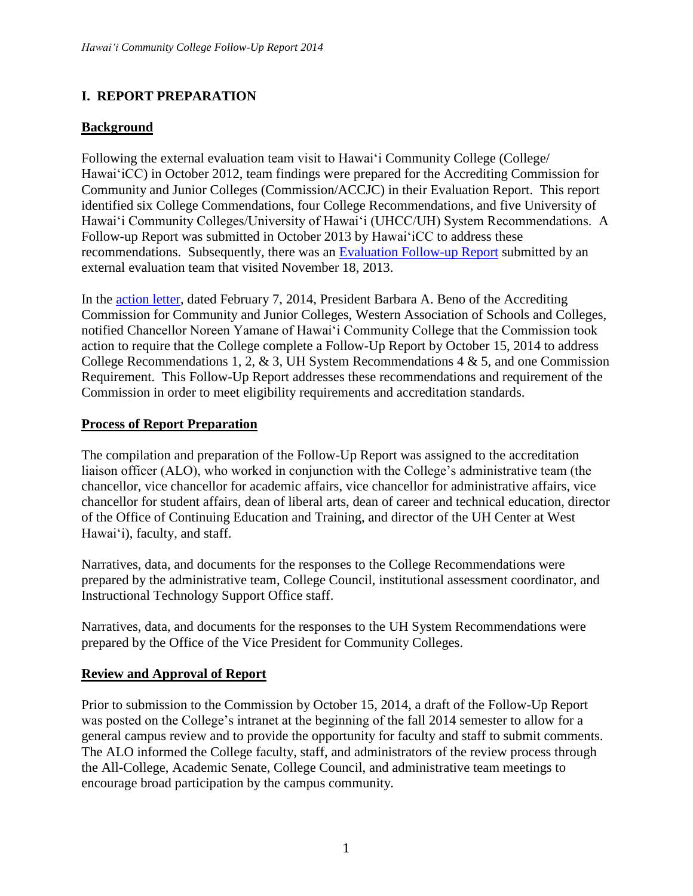## I. REPORT PREPARATION

### Background

Following the external evaluation team visit to Hawaiʻi Community College (College/ Hawaiʻi CC) in October 2012, team findings were prepared for the Accrediting Commission for Community and Junior Colleges (Commission/ACCJC) in their Evaluation Report. This report identified six College Commendations, four College Recommendations, and five University of Hawaiʻi Community Colleges/University of Hawaiʻi (UHCC/UH) System Recommendations. A Follow-up Report was submitted in October 2013 by Hawaiʻi CC to address these recommendations. Subsequently, there was an Evaluation Follow-up Report submitted by an external evaluation team that visited November 18, 2013.

In the action letter, dated February 7, 2014, President Barbara A. Beno of the Accrediting Commission for Community and Junior Colleges, Western Association of Schools and Colleges, notified Chancellor Noreen Yamane of Hawaiʻi Community College that the Commission took action to require that the College complete a Follow-Up Report by October 15, 2014 to address College Recommendations 1, 2, & 3, UH System Recommendations 4 & 5, and one Commission Requirement. This Follow-Up Report addresses these recommendations and requirement of the Commission in order to meet eligibility requirements and accreditation standards.

### Process of Report Preparation

The compilation and preparation of the Follow-Up Report was assigned to the accreditation liaison officer (ALO), who worked in conjunction with the College's administrative team (the chancellor, vice chancellor for academic affairs, vice chancellor for administrative affairs, vice chancellor for student affairs, dean of liberal arts, dean of career and technical education, director of the Office of Continuing Education and Training, and director of the UH Center at West Hawaiʻi), faculty, and staff.

Narratives, data, and documents for the responses to the College Recommendations were prepared by the administrative team, College Council, institutional assessment coordinator, and Instructional Technology Support Office staff.

Narratives, data, and documents for the responses to the UH System Recommendations were prepared by the Office of the Vice President for Community Colleges.

### Review and Approval of Report

Prior to submission to the Commission by October 15, 2014, a draft of the Follow-Up Report was posted on the College's intranet at the beginning of the fall 2014 semester to allow for a general campus review and to provide the opportunity for faculty and staff to submit comments. The ALO informed the College faculty, staff, and administrators of the review process through the All-College, Academic Senate, College Council, and administrative team meetings to encourage broad participation by the campus community.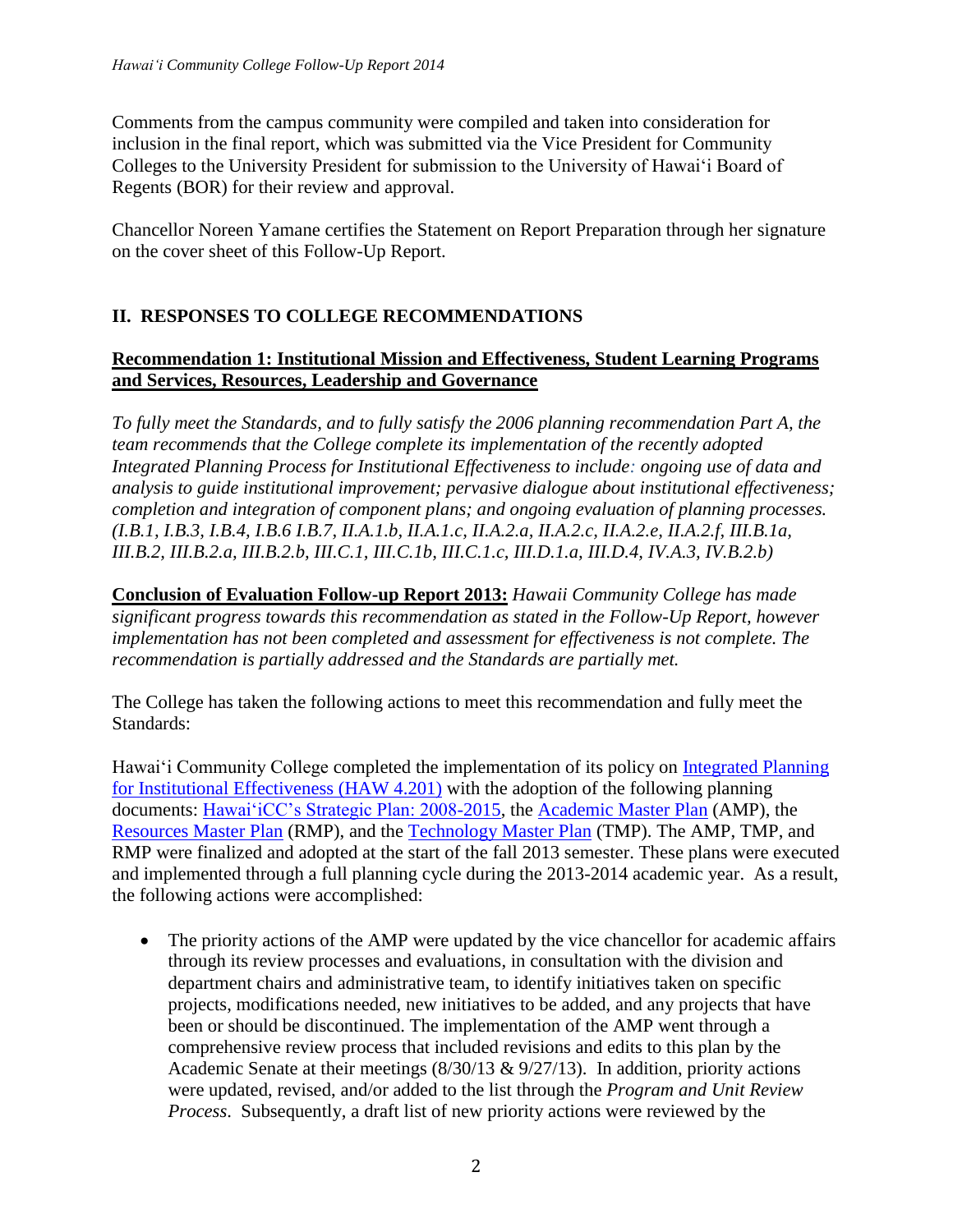Comments from the campus community were compiled and taken into consideration for inclusion in the final report, which was submitted via the Vice President for Community Colleges to the University President for submission to the University of Hawaiʻi Board of Regents (BOR) for their review and approval.

Chancellor Noreen Yamane certifies the Statement on Report Preparation through her signature on the cover sheet of this Follow-Up Report.

## II. RESPONSES TO COLLEGE RECOMMENDATIONS

### Recommendation 1: Institutional Mission and Effectiveness, Student Learning Programs and Services, Resources, Leadership and Governance

*To fully meet the Standards, and to fully satisfy the 2006 planning recommendation Part A, the team recommends that the College complete its implementation of the recently adopted Integrated Planning Process for Institutional Effectiveness to include: ongoing use of data and analysis to guide institutional improvement; pervasive dialogue about institutional effectiveness; completion and integration of component plans; and ongoing evaluation of planning processes. (I.B.1, I.B.3, I.B.4, I.B.6 I.B.7, II.A.1.b, II.A.1.c, II.A.2.a, II.A.2.c, II.A.2.e, II.A.2.f, III.B.1a, III.B.2, III.B.2.a, III.B.2.b, III.C.1, III.C.1b, III.C.1.c, III.D.1.a, III.D.4, IV.A.3, IV.B.2.b)*

**Conclusion of Evaluation Follow-up Report 2013:** *Hawaii Community College has made significant progress towards this recommendation as stated in the Follow-Up Report, however implementation has not been completed and assessment for effectiveness is not complete. The recommendation is partially addressed and the Standards are partially met.*

The College has taken the following actions to meet this recommendation and fully meet the Standards:

Hawaiʻi Community College completed the implementation of its policy on Integrated Planning for Institutional Effectiveness (HAW 4.201) with the adoption of the following planning documents: HawaiʻiCC's Strategic Plan: 2008-2015, the Academic Master Plan (AMP), the Resources Master Plan (RMP), and the Technology Master Plan (TMP). The AMP, TMP, and RMP were finalized and adopted at the start of the fall 2013 semester. These plans were executed and implemented through a full planning cycle during the 2013-2014 academic year. As a result, the following actions were accomplished:

- The priority actions of the AMP were updated by the vice chancellor for academic affairs through its review processes and evaluations, in consultation with the division and department chairs and administrative team, to identify initiatives taken on specific projects, modifications needed, new initiatives to be added, and any projects that have been or should be discontinued. The implementation of the AMP went through a comprehensive review process that included revisions and edits to this plan by the Academic Senate at their meetings (8/30/13 & 9/27/13). In addition, priority actions were updated, revised, and/or added to the list through the *Program and Unit Review Process*. Subsequently, a draft list of new priority actions were reviewed by the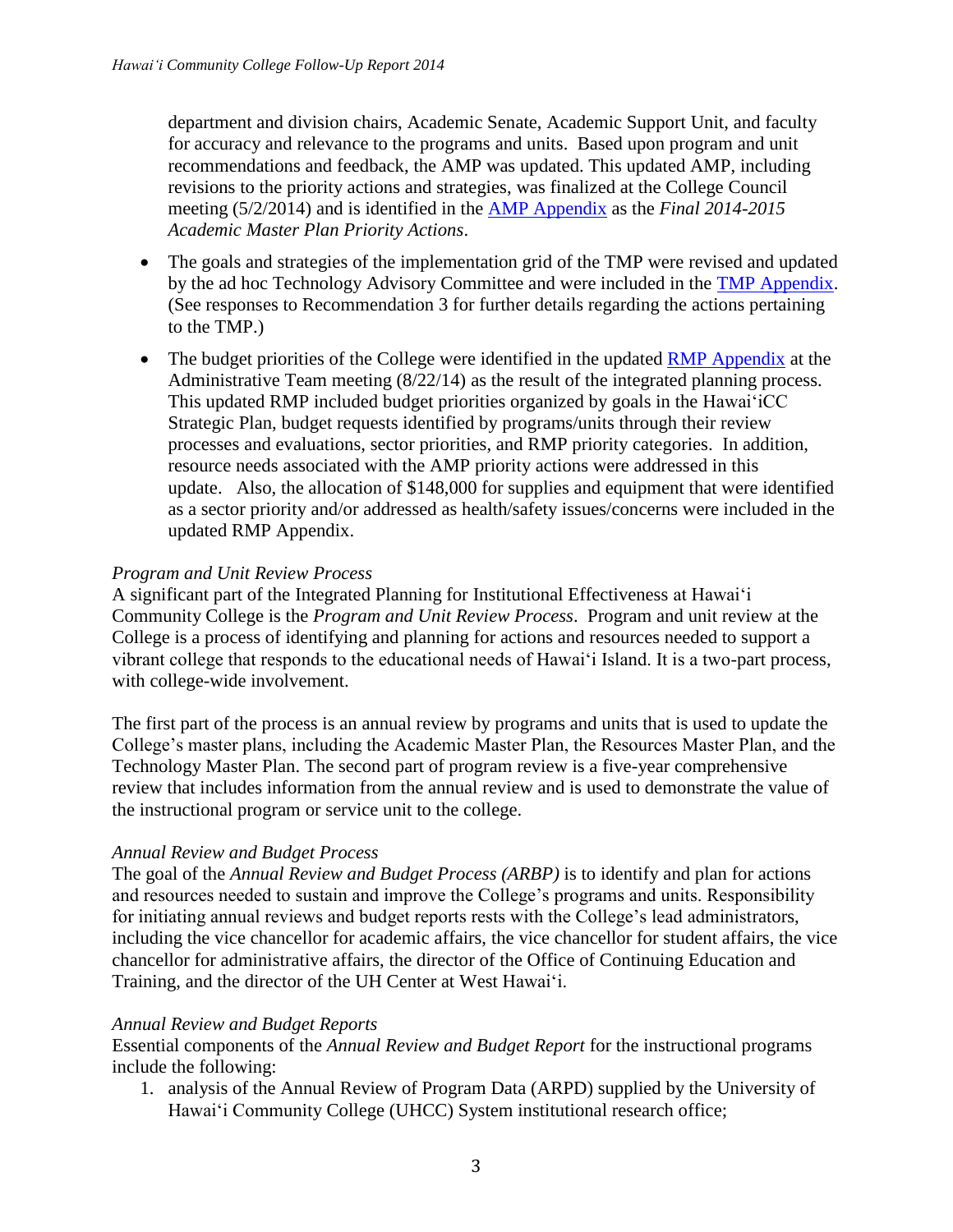department and division chairs, Academic Senate, Academic Support Unit, and faculty for accuracy and relevance to the programs and units. Based upon program and unit recommendations and feedback, the AMP was updated. This updated AMP, including revisions to the priority actions and strategies, was finalized at the College Council meeting (5/2/2014) and is identified in the AMP Appendix as the *Final 2014-2015 Academic Master Plan Priority Actions*.

- The goals and strategies of the implementation grid of the TMP were revised and updated by the ad hoc Technology Advisory Committee and were included in the TMP Appendix. (See responses to Recommendation 3 for further details regarding the actions pertaining to the TMP.)
- The budget priorities of the College were identified in the updated RMP Appendix at the Administrative Team meeting (8/22/14) as the result of the integrated planning process. This updated RMP included budget priorities organized by goals in the Hawaiʻi CC Strategic Plan, budget requests identified by programs/units through their review processes and evaluations, sector priorities, and RMP priority categories. In addition, resource needs associated with the AMP priority actions were addressed in this update. Also, the allocation of $148,000 for supplies and equipment that were identified as a sector priority and/or addressed as health/safety issues/concerns were included in the updated RMP Appendix.

*Program and Unit Review Process*

A significant part of the Integrated Planning for Institutional Effectiveness at Hawaiʻi Community College is the *Program and Unit Review Process*. Program and unit review at the College is a process of identifying and planning for actions and resources needed to support a vibrant college that responds to the educational needs of Hawaiʻi Island. It is a two-part process, with college-wide involvement.

The first part of the process is an annual review by programs and units that is used to update the College's master plans, including the Academic Master Plan, the Resources Master Plan, and the Technology Master Plan. The second part of program review is a five-year comprehensive review that includes information from the annual review and is used to demonstrate the value of the instructional program or service unit to the college.

*Annual Review and Budget Process*

The goal of the *Annual Review and Budget Process (ARBP)* is to identify and plan for actions and resources needed to sustain and improve the College's programs and units. Responsibility for initiating annual reviews and budget reports rests with the College's lead administrators, including the vice chancellor for academic affairs, the vice chancellor for student affairs, the vice chancellor for administrative affairs, the director of the Office of Continuing Education and Training, and the director of the UH Center at West Hawaiʻi.

*Annual Review and Budget Reports*

Essential components of the *Annual Review and Budget Report* for the instructional programs include the following:

1. analysis of the Annual Review of Program Data (ARPD) supplied by the University of Hawaiʻi Community College (UHCC) System institutional research office;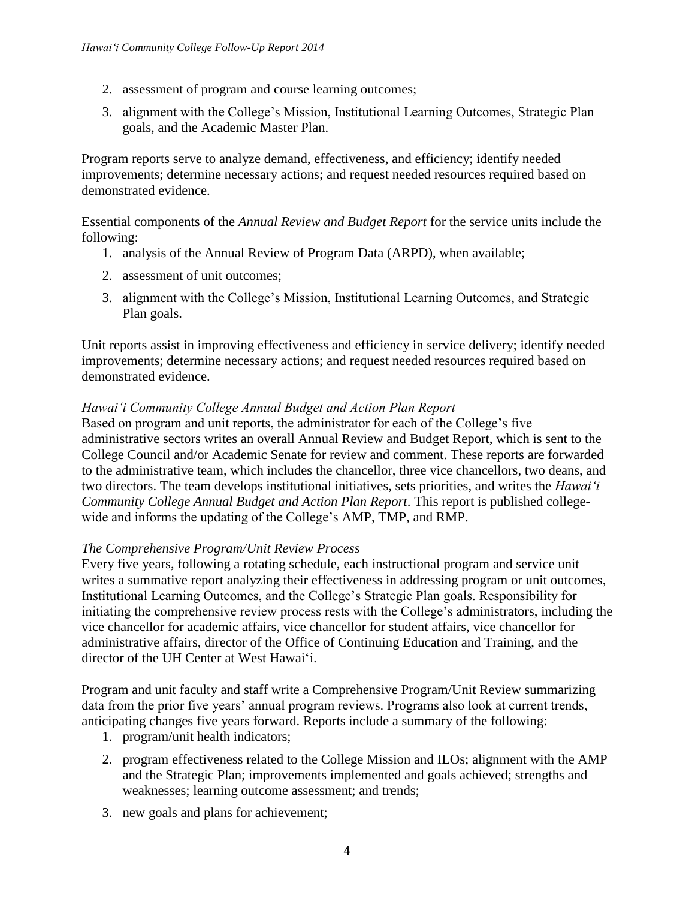2. assessment of program and course learning outcomes;
3. alignment with the College's Mission, Institutional Learning Outcomes, Strategic Plan goals, and the Academic Master Plan.

Program reports serve to analyze demand, effectiveness, and efficiency; identify needed improvements; determine necessary actions; and request needed resources required based on demonstrated evidence.

Essential components of the *Annual Review and Budget Report* for the service units include the following:

1. analysis of the Annual Review of Program Data (ARPD), when available;
2. assessment of unit outcomes;
3. alignment with the College's Mission, Institutional Learning Outcomes, and Strategic Plan goals.

Unit reports assist in improving effectiveness and efficiency in service delivery; identify needed improvements; determine necessary actions; and request needed resources required based on demonstrated evidence.

*Hawaiʻi Community College Annual Budget and Action Plan Report*

Based on program and unit reports, the administrator for each of the College's five administrative sectors writes an overall Annual Review and Budget Report, which is sent to the College Council and/or Academic Senate for review and comment. These reports are forwarded to the administrative team, which includes the chancellor, three vice chancellors, two deans, and two directors. The team develops institutional initiatives, sets priorities, and writes the *Hawaiʻi Community College Annual Budget and Action Plan Report*. This report is published college-wide and informs the updating of the College's AMP, TMP, and RMP.

*The Comprehensive Program/Unit Review Process*

Every five years, following a rotating schedule, each instructional program and service unit writes a summative report analyzing their effectiveness in addressing program or unit outcomes, Institutional Learning Outcomes, and the College's Strategic Plan goals. Responsibility for initiating the comprehensive review process rests with the College's administrators, including the vice chancellor for academic affairs, vice chancellor for student affairs, vice chancellor for administrative affairs, director of the Office of Continuing Education and Training, and the director of the UH Center at West Hawaiʻi.

Program and unit faculty and staff write a Comprehensive Program/Unit Review summarizing data from the prior five years' annual program reviews. Programs also look at current trends, anticipating changes five years forward. Reports include a summary of the following:

1. program/unit health indicators;
2. program effectiveness related to the College Mission and ILOs; alignment with the AMP and the Strategic Plan; improvements implemented and goals achieved; strengths and weaknesses; learning outcome assessment; and trends;
3. new goals and plans for achievement;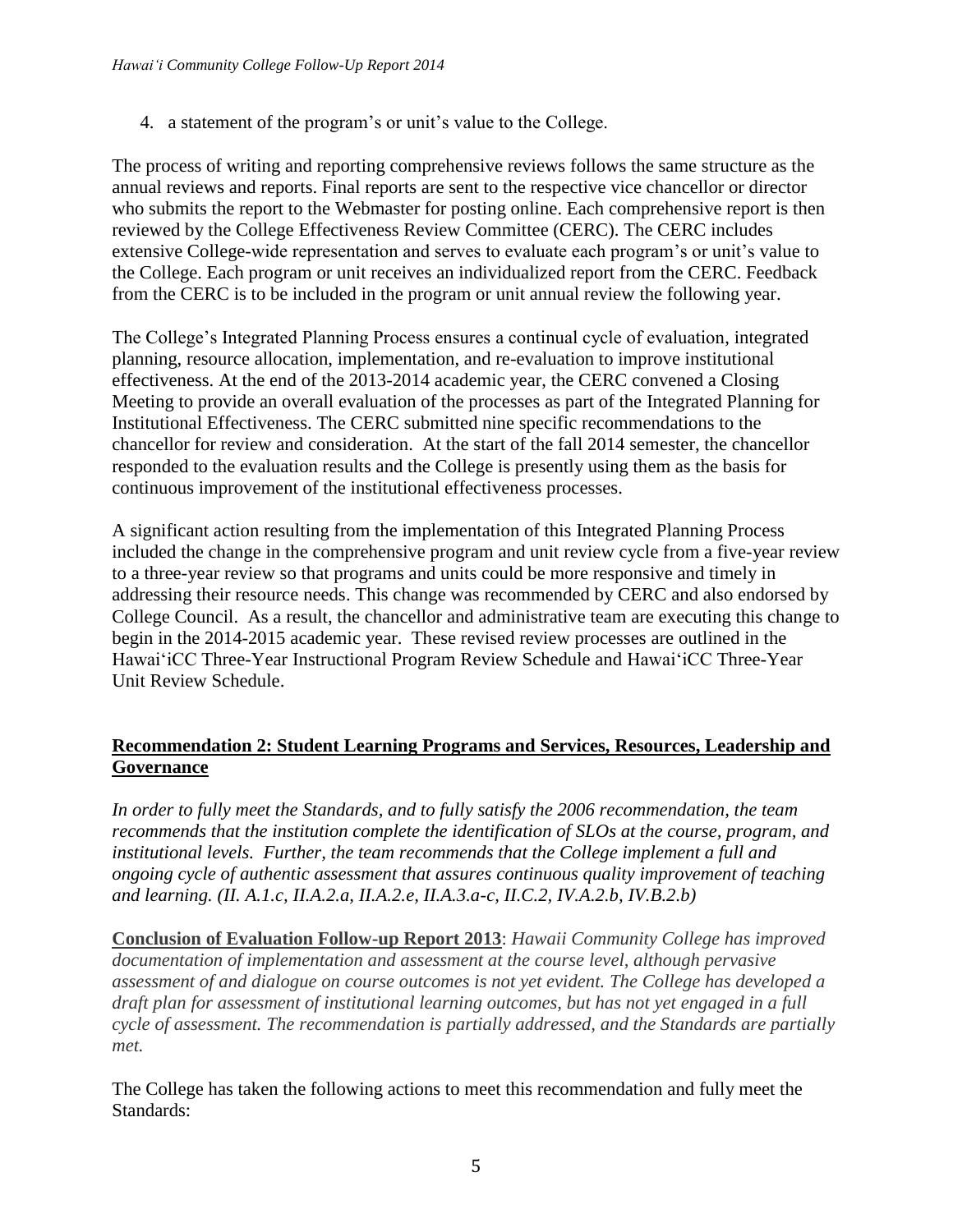4. a statement of the program's or unit's value to the College.

The process of writing and reporting comprehensive reviews follows the same structure as the annual reviews and reports. Final reports are sent to the respective vice chancellor or director who submits the report to the Webmaster for posting online. Each comprehensive report is then reviewed by the College Effectiveness Review Committee (CERC). The CERC includes extensive College-wide representation and serves to evaluate each program's or unit's value to the College. Each program or unit receives an individualized report from the CERC. Feedback from the CERC is to be included in the program or unit annual review the following year.

The College's Integrated Planning Process ensures a continual cycle of evaluation, integrated planning, resource allocation, implementation, and re-evaluation to improve institutional effectiveness. At the end of the 2013-2014 academic year, the CERC convened a Closing Meeting to provide an overall evaluation of the processes as part of the Integrated Planning for Institutional Effectiveness. The CERC submitted nine specific recommendations to the chancellor for review and consideration. At the start of the fall 2014 semester, the chancellor responded to the evaluation results and the College is presently using them as the basis for continuous improvement of the institutional effectiveness processes.

A significant action resulting from the implementation of this Integrated Planning Process included the change in the comprehensive program and unit review cycle from a five-year review to a three-year review so that programs and units could be more responsive and timely in addressing their resource needs. This change was recommended by CERC and also endorsed by College Council. As a result, the chancellor and administrative team are executing this change to begin in the 2014-2015 academic year. These revised review processes are outlined in the Hawai'iCC Three-Year Instructional Program Review Schedule and Hawai'iCC Three-Year Unit Review Schedule.

## Recommendation 2: Student Learning Programs and Services, Resources, Leadership and Governance

*In order to fully meet the Standards, and to fully satisfy the 2006 recommendation, the team recommends that the institution complete the identification of SLOs at the course, program, and institutional levels. Further, the team recommends that the College implement a full and ongoing cycle of authentic assessment that assures continuous quality improvement of teaching and learning. (II. A.1.c, II.A.2.a, II.A.2.e, II.A.3.a-c, II.C.2, IV.A.2.b, IV.B.2.b)*

**Conclusion of Evaluation Follow-up Report 2013**: *Hawaii Community College has improved documentation of implementation and assessment at the course level, although pervasive assessment of and dialogue on course outcomes is not yet evident. The College has developed a draft plan for assessment of institutional learning outcomes, but has not yet engaged in a full cycle of assessment. The recommendation is partially addressed, and the Standards are partially met.*

The College has taken the following actions to meet this recommendation and fully meet the Standards: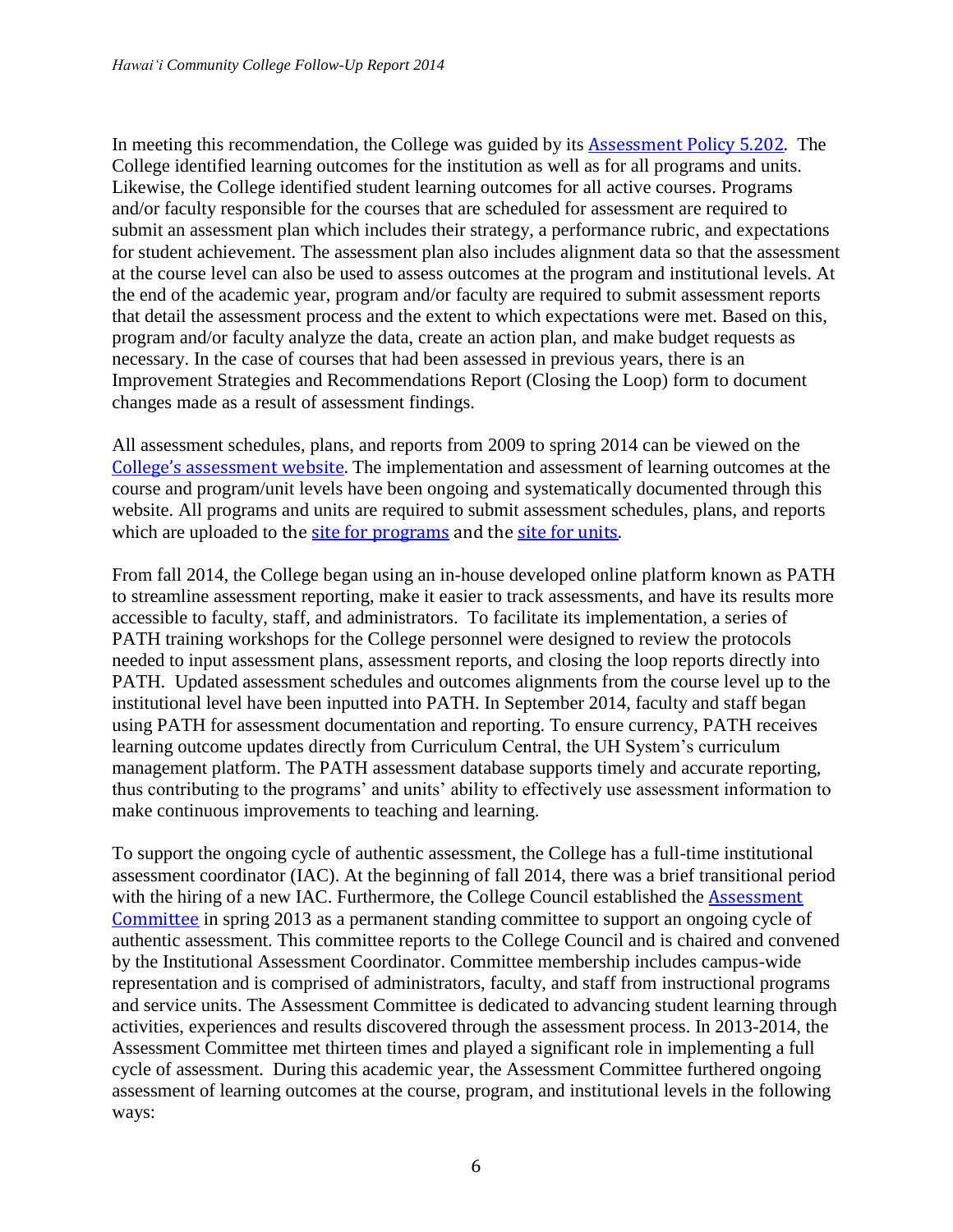In meeting this recommendation, the College was guided by its Assessment Policy 5.202. The College identified learning outcomes for the institution as well as for all programs and units. Likewise, the College identified student learning outcomes for all active courses. Programs and/or faculty responsible for the courses that are scheduled for assessment are required to submit an assessment plan which includes their strategy, a performance rubric, and expectations for student achievement. The assessment plan also includes alignment data so that the assessment at the course level can also be used to assess outcomes at the program and institutional levels. At the end of the academic year, program and/or faculty are required to submit assessment reports that detail the assessment process and the extent to which expectations were met. Based on this, program and/or faculty analyze the data, create an action plan, and make budget requests as necessary. In the case of courses that had been assessed in previous years, there is an Improvement Strategies and Recommendations Report (Closing the Loop) form to document changes made as a result of assessment findings.

All assessment schedules, plans, and reports from 2009 to spring 2014 can be viewed on the College's assessment website. The implementation and assessment of learning outcomes at the course and program/unit levels have been ongoing and systematically documented through this website. All programs and units are required to submit assessment schedules, plans, and reports which are uploaded to the site for programs and the site for units.

From fall 2014, the College began using an in-house developed online platform known as PATH to streamline assessment reporting, make it easier to track assessments, and have its results more accessible to faculty, staff, and administrators. To facilitate its implementation, a series of PATH training workshops for the College personnel were designed to review the protocols needed to input assessment plans, assessment reports, and closing the loop reports directly into PATH. Updated assessment schedules and outcomes alignments from the course level up to the institutional level have been inputted into PATH. In September 2014, faculty and staff began using PATH for assessment documentation and reporting. To ensure currency, PATH receives learning outcome updates directly from Curriculum Central, the UH System's curriculum management platform. The PATH assessment database supports timely and accurate reporting, thus contributing to the programs' and units' ability to effectively use assessment information to make continuous improvements to teaching and learning.

To support the ongoing cycle of authentic assessment, the College has a full-time institutional assessment coordinator (IAC). At the beginning of fall 2014, there was a brief transitional period with the hiring of a new IAC. Furthermore, the College Council established the Assessment Committee in spring 2013 as a permanent standing committee to support an ongoing cycle of authentic assessment. This committee reports to the College Council and is chaired and convened by the Institutional Assessment Coordinator. Committee membership includes campus-wide representation and is comprised of administrators, faculty, and staff from instructional programs and service units. The Assessment Committee is dedicated to advancing student learning through activities, experiences and results discovered through the assessment process. In 2013-2014, the Assessment Committee met thirteen times and played a significant role in implementing a full cycle of assessment. During this academic year, the Assessment Committee furthered ongoing assessment of learning outcomes at the course, program, and institutional levels in the following ways: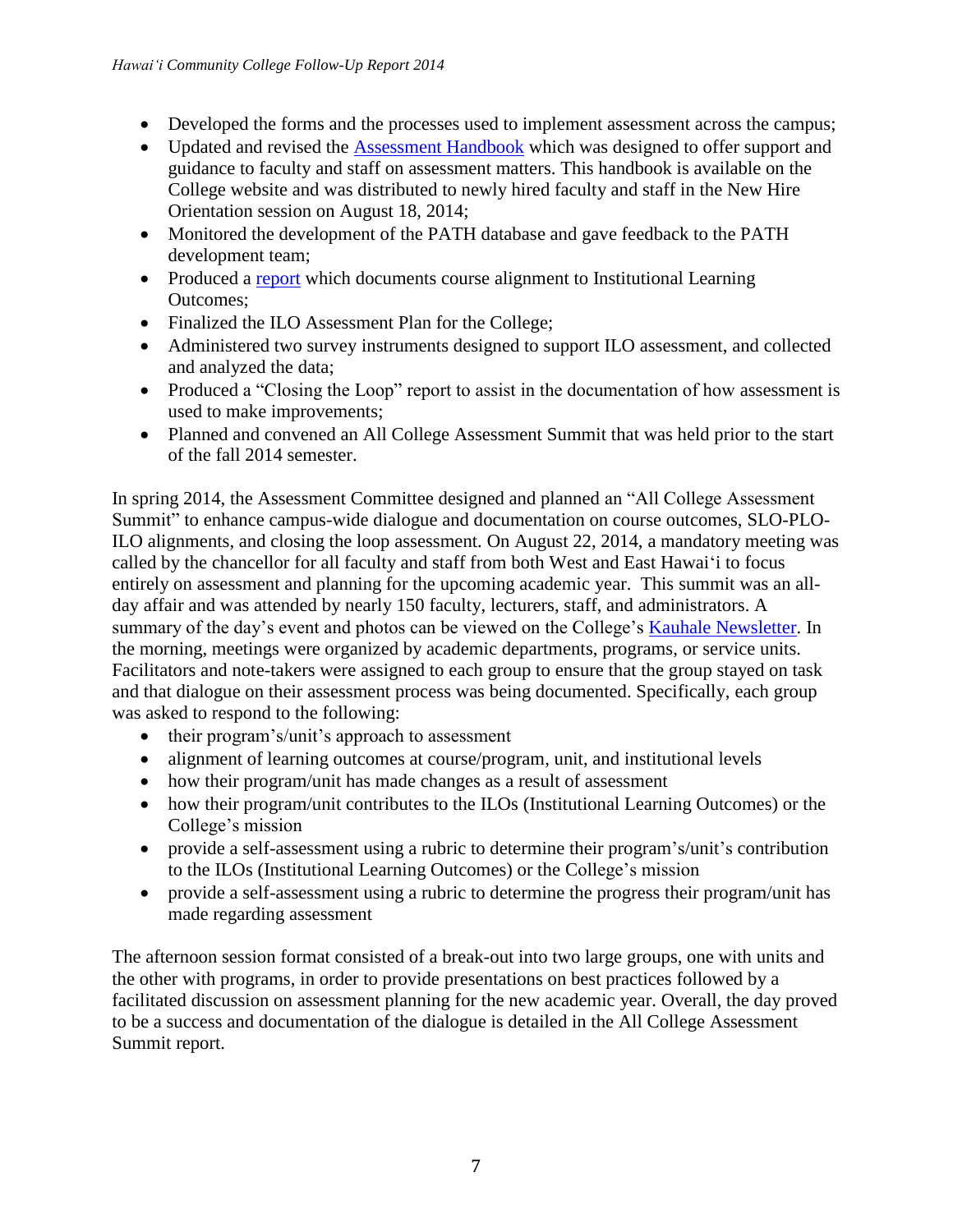- Developed the forms and the processes used to implement assessment across the campus;
- Updated and revised the Assessment Handbook which was designed to offer support and guidance to faculty and staff on assessment matters. This handbook is available on the College website and was distributed to newly hired faculty and staff in the New Hire Orientation session on August 18, 2014;
- Monitored the development of the PATH database and gave feedback to the PATH development team;
- Produced a report which documents course alignment to Institutional Learning Outcomes;
- Finalized the ILO Assessment Plan for the College;
- Administered two survey instruments designed to support ILO assessment, and collected and analyzed the data;
- Produced a "Closing the Loop" report to assist in the documentation of how assessment is used to make improvements;
- Planned and convened an All College Assessment Summit that was held prior to the start of the fall 2014 semester.

In spring 2014, the Assessment Committee designed and planned an "All College Assessment Summit" to enhance campus-wide dialogue and documentation on course outcomes, SLO-PLO-ILO alignments, and closing the loop assessment. On August 22, 2014, a mandatory meeting was called by the chancellor for all faculty and staff from both West and East Hawaiʻi to focus entirely on assessment and planning for the upcoming academic year. This summit was an all-day affair and was attended by nearly 150 faculty, lecturers, staff, and administrators. A summary of the day's event and photos can be viewed on the College's Kauhale Newsletter. In the morning, meetings were organized by academic departments, programs, or service units. Facilitators and note-takers were assigned to each group to ensure that the group stayed on task and that dialogue on their assessment process was being documented. Specifically, each group was asked to respond to the following:

- their program's/unit's approach to assessment
- alignment of learning outcomes at course/program, unit, and institutional levels
- how their program/unit has made changes as a result of assessment
- how their program/unit contributes to the ILOs (Institutional Learning Outcomes) or the College's mission
- provide a self-assessment using a rubric to determine their program's/unit's contribution to the ILOs (Institutional Learning Outcomes) or the College's mission
- provide a self-assessment using a rubric to determine the progress their program/unit has made regarding assessment

The afternoon session format consisted of a break-out into two large groups, one with units and the other with programs, in order to provide presentations on best practices followed by a facilitated discussion on assessment planning for the new academic year. Overall, the day proved to be a success and documentation of the dialogue is detailed in the All College Assessment Summit report.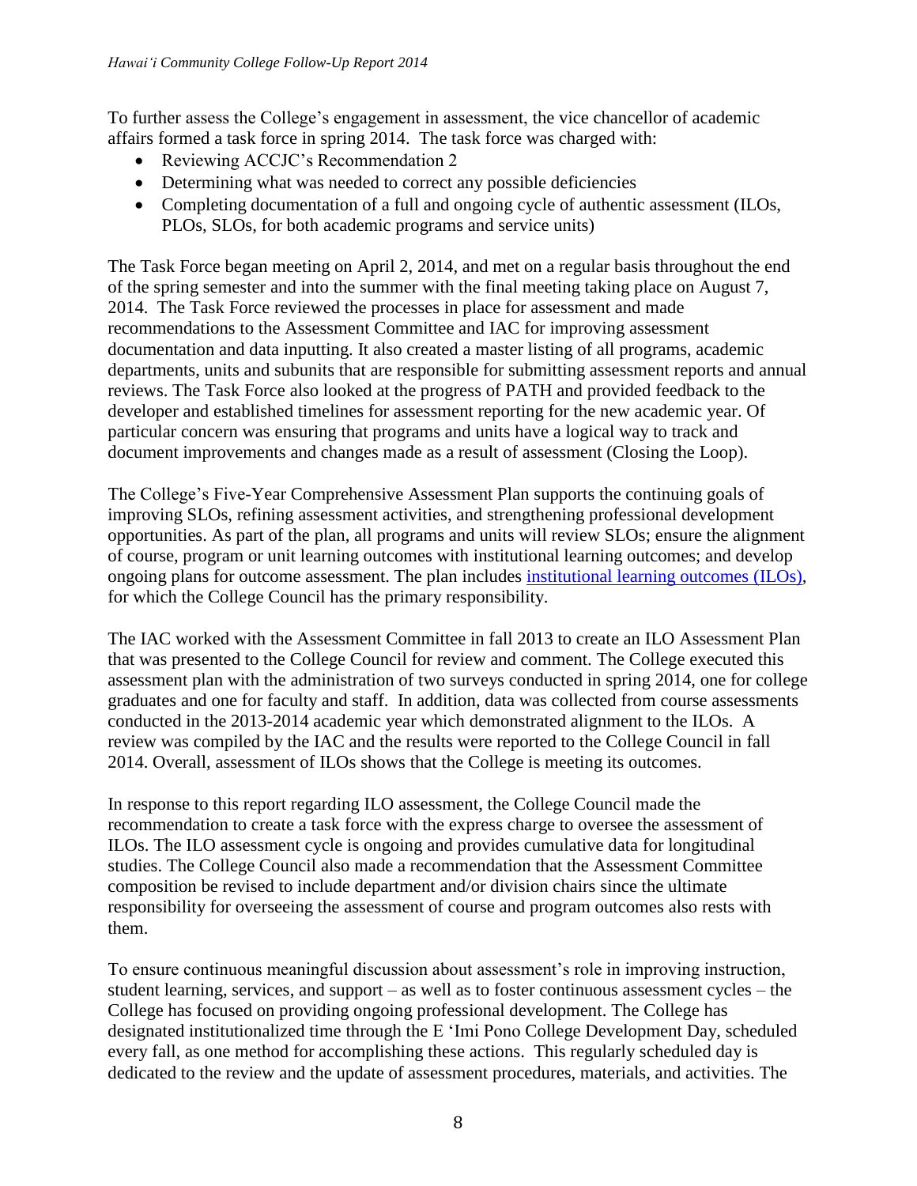To further assess the College's engagement in assessment, the vice chancellor of academic affairs formed a task force in spring 2014. The task force was charged with:

- Reviewing ACCJC's Recommendation 2
- Determining what was needed to correct any possible deficiencies
- Completing documentation of a full and ongoing cycle of authentic assessment (ILOs, PLOs, SLOs, for both academic programs and service units)

The Task Force began meeting on April 2, 2014, and met on a regular basis throughout the end of the spring semester and into the summer with the final meeting taking place on August 7, 2014. The Task Force reviewed the processes in place for assessment and made recommendations to the Assessment Committee and IAC for improving assessment documentation and data inputting. It also created a master listing of all programs, academic departments, units and subunits that are responsible for submitting assessment reports and annual reviews. The Task Force also looked at the progress of PATH and provided feedback to the developer and established timelines for assessment reporting for the new academic year. Of particular concern was ensuring that programs and units have a logical way to track and document improvements and changes made as a result of assessment (Closing the Loop).

The College's Five-Year Comprehensive Assessment Plan supports the continuing goals of improving SLOs, refining assessment activities, and strengthening professional development opportunities. As part of the plan, all programs and units will review SLOs; ensure the alignment of course, program or unit learning outcomes with institutional learning outcomes; and develop ongoing plans for outcome assessment. The plan includes institutional learning outcomes (ILOs), for which the College Council has the primary responsibility.

The IAC worked with the Assessment Committee in fall 2013 to create an ILO Assessment Plan that was presented to the College Council for review and comment. The College executed this assessment plan with the administration of two surveys conducted in spring 2014, one for college graduates and one for faculty and staff. In addition, data was collected from course assessments conducted in the 2013-2014 academic year which demonstrated alignment to the ILOs. A review was compiled by the IAC and the results were reported to the College Council in fall 2014. Overall, assessment of ILOs shows that the College is meeting its outcomes.

In response to this report regarding ILO assessment, the College Council made the recommendation to create a task force with the express charge to oversee the assessment of ILOs. The ILO assessment cycle is ongoing and provides cumulative data for longitudinal studies. The College Council also made a recommendation that the Assessment Committee composition be revised to include department and/or division chairs since the ultimate responsibility for overseeing the assessment of course and program outcomes also rests with them.

To ensure continuous meaningful discussion about assessment's role in improving instruction, student learning, services, and support – as well as to foster continuous assessment cycles – the College has focused on providing ongoing professional development. The College has designated institutionalized time through the E 'Imi Pono College Development Day, scheduled every fall, as one method for accomplishing these actions. This regularly scheduled day is dedicated to the review and the update of assessment procedures, materials, and activities. The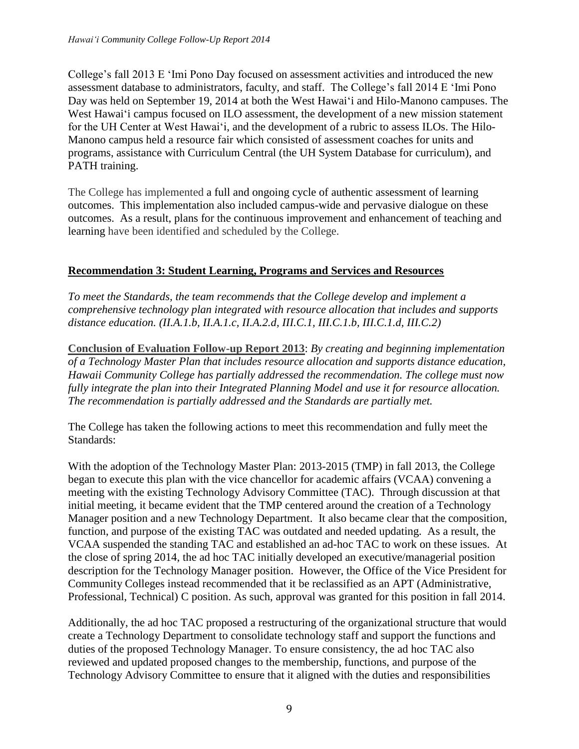College's fall 2013 E 'Imi Pono Day focused on assessment activities and introduced the new assessment database to administrators, faculty, and staff. The College's fall 2014 E 'Imi Pono Day was held on September 19, 2014 at both the West Hawai'i and Hilo-Manono campuses. The West Hawai'i campus focused on ILO assessment, the development of a new mission statement for the UH Center at West Hawai'i, and the development of a rubric to assess ILOs. The Hilo-Manono campus held a resource fair which consisted of assessment coaches for units and programs, assistance with Curriculum Central (the UH System Database for curriculum), and PATH training.

The College has implemented a full and ongoing cycle of authentic assessment of learning outcomes. This implementation also included campus-wide and pervasive dialogue on these outcomes. As a result, plans for the continuous improvement and enhancement of teaching and learning have been identified and scheduled by the College.

## Recommendation 3: Student Learning, Programs and Services and Resources

*To meet the Standards, the team recommends that the College develop and implement a comprehensive technology plan integrated with resource allocation that includes and supports distance education. (II.A.1.b, II.A.1.c, II.A.2.d, III.C.1, III.C.1.b, III.C.1.d, III.C.2)*

**Conclusion of Evaluation Follow-up Report 2013**: *By creating and beginning implementation of a Technology Master Plan that includes resource allocation and supports distance education, Hawaii Community College has partially addressed the recommendation. The college must now fully integrate the plan into their Integrated Planning Model and use it for resource allocation. The recommendation is partially addressed and the Standards are partially met.*

The College has taken the following actions to meet this recommendation and fully meet the Standards:

With the adoption of the Technology Master Plan: 2013-2015 (TMP) in fall 2013, the College began to execute this plan with the vice chancellor for academic affairs (VCAA) convening a meeting with the existing Technology Advisory Committee (TAC). Through discussion at that initial meeting, it became evident that the TMP centered around the creation of a Technology Manager position and a new Technology Department. It also became clear that the composition, function, and purpose of the existing TAC was outdated and needed updating. As a result, the VCAA suspended the standing TAC and established an ad-hoc TAC to work on these issues. At the close of spring 2014, the ad hoc TAC initially developed an executive/managerial position description for the Technology Manager position. However, the Office of the Vice President for Community Colleges instead recommended that it be reclassified as an APT (Administrative, Professional, Technical) C position. As such, approval was granted for this position in fall 2014.

Additionally, the ad hoc TAC proposed a restructuring of the organizational structure that would create a Technology Department to consolidate technology staff and support the functions and duties of the proposed Technology Manager. To ensure consistency, the ad hoc TAC also reviewed and updated proposed changes to the membership, functions, and purpose of the Technology Advisory Committee to ensure that it aligned with the duties and responsibilities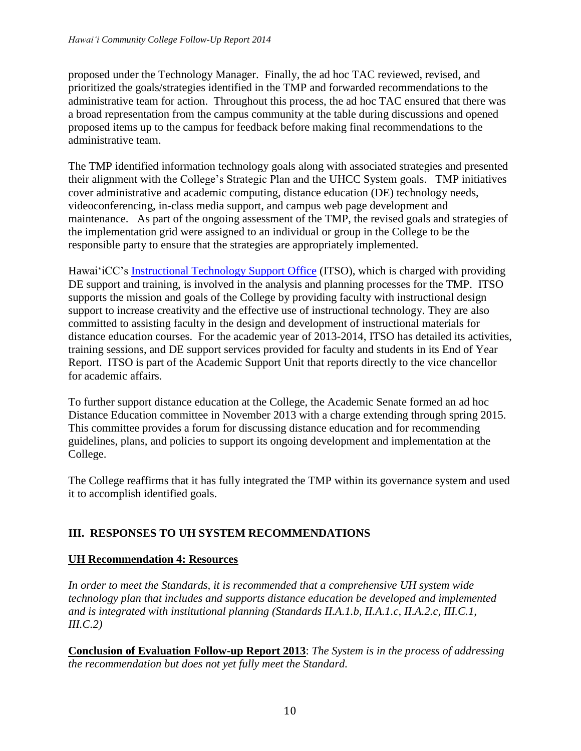proposed under the Technology Manager. Finally, the ad hoc TAC reviewed, revised, and prioritized the goals/strategies identified in the TMP and forwarded recommendations to the administrative team for action. Throughout this process, the ad hoc TAC ensured that there was a broad representation from the campus community at the table during discussions and opened proposed items up to the campus for feedback before making final recommendations to the administrative team.

The TMP identified information technology goals along with associated strategies and presented their alignment with the College's Strategic Plan and the UHCC System goals. TMP initiatives cover administrative and academic computing, distance education (DE) technology needs, videoconferencing, in-class media support, and campus web page development and maintenance. As part of the ongoing assessment of the TMP, the revised goals and strategies of the implementation grid were assigned to an individual or group in the College to be the responsible party to ensure that the strategies are appropriately implemented.

Hawai'iCC's Instructional Technology Support Office (ITSO), which is charged with providing DE support and training, is involved in the analysis and planning processes for the TMP. ITSO supports the mission and goals of the College by providing faculty with instructional design support to increase creativity and the effective use of instructional technology. They are also committed to assisting faculty in the design and development of instructional materials for distance education courses. For the academic year of 2013-2014, ITSO has detailed its activities, training sessions, and DE support services provided for faculty and students in its End of Year Report. ITSO is part of the Academic Support Unit that reports directly to the vice chancellor for academic affairs.

To further support distance education at the College, the Academic Senate formed an ad hoc Distance Education committee in November 2013 with a charge extending through spring 2015. This committee provides a forum for discussing distance education and for recommending guidelines, plans, and policies to support its ongoing development and implementation at the College.

The College reaffirms that it has fully integrated the TMP within its governance system and used it to accomplish identified goals.

## III. RESPONSES TO UH SYSTEM RECOMMENDATIONS

### UH Recommendation 4: Resources

*In order to meet the Standards, it is recommended that a comprehensive UH system wide technology plan that includes and supports distance education be developed and implemented and is integrated with institutional planning (Standards II.A.1.b, II.A.1.c, II.A.2.c, III.C.1, III.C.2)*

**Conclusion of Evaluation Follow-up Report 2013**: *The System is in the process of addressing the recommendation but does not yet fully meet the Standard.*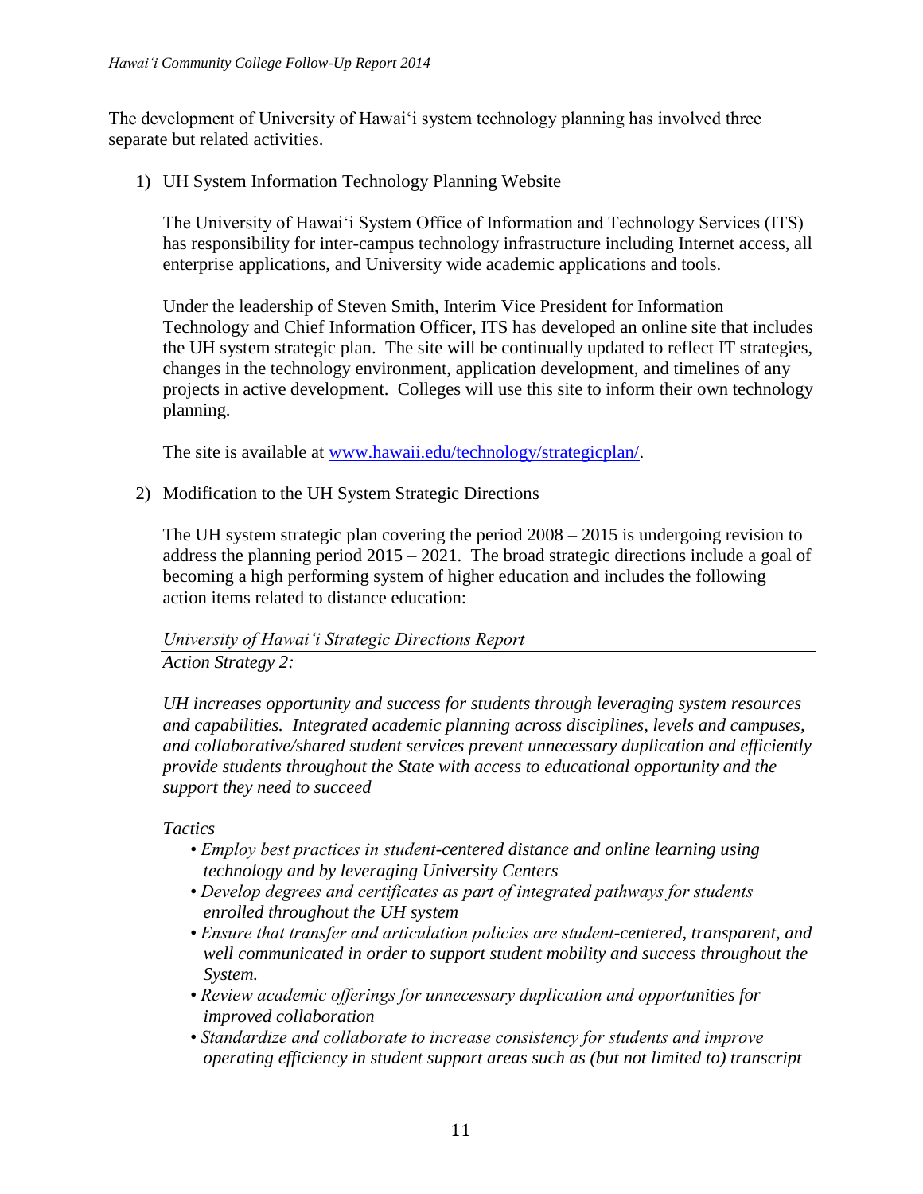The development of University of Hawaiʻi system technology planning has involved three separate but related activities.

1) UH System Information Technology Planning Website

   The University of Hawaiʻi System Office of Information and Technology Services (ITS) has responsibility for inter-campus technology infrastructure including Internet access, all enterprise applications, and University wide academic applications and tools.

   Under the leadership of Steven Smith, Interim Vice President for Information Technology and Chief Information Officer, ITS has developed an online site that includes the UH system strategic plan. The site will be continually updated to reflect IT strategies, changes in the technology environment, application development, and timelines of any projects in active development. Colleges will use this site to inform their own technology planning.

   The site is available at [www.hawaii.edu/technology/strategicplan/](http://www.hawaii.edu/technology/strategicplan/).

2) Modification to the UH System Strategic Directions

   The UH system strategic plan covering the period 2008 – 2015 is undergoing revision to address the planning period 2015 – 2021. The broad strategic directions include a goal of becoming a high performing system of higher education and includes the following action items related to distance education:

   *University of Hawaiʻi Strategic Directions Report*

   ---

   *Action Strategy 2:*

   *UH increases opportunity and success for students through leveraging system resources and capabilities. Integrated academic planning across disciplines, levels and campuses, and collaborative/shared student services prevent unnecessary duplication and efficiently provide students throughout the State with access to educational opportunity and the support they need to succeed*

   *Tactics*

   - *Employ best practices in student-centered distance and online learning using technology and by leveraging University Centers*
   - *Develop degrees and certificates as part of integrated pathways for students enrolled throughout the UH system*
   - *Ensure that transfer and articulation policies are student-centered, transparent, and well communicated in order to support student mobility and success throughout the System.*
   - *Review academic offerings for unnecessary duplication and opportunities for improved collaboration*
   - *Standardize and collaborate to increase consistency for students and improve operating efficiency in student support areas such as (but not limited to) transcript*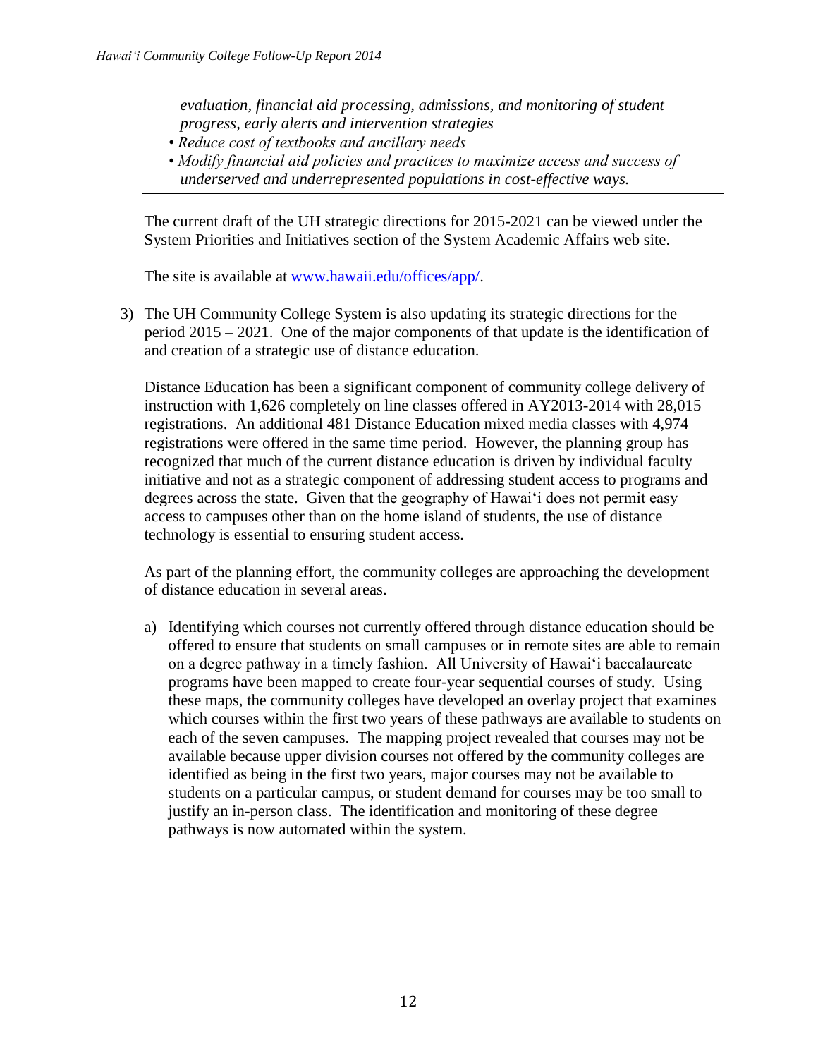*evaluation, financial aid processing, admissions, and monitoring of student progress, early alerts and intervention strategies*

- *Reduce cost of textbooks and ancillary needs*
- *Modify financial aid policies and practices to maximize access and success of underserved and underrepresented populations in cost-effective ways.*

---

The current draft of the UH strategic directions for 2015-2021 can be viewed under the System Priorities and Initiatives section of the System Academic Affairs web site.

The site is available at [www.hawaii.edu/offices/app/](www.hawaii.edu/offices/app/).

3) The UH Community College System is also updating its strategic directions for the period 2015 – 2021. One of the major components of that update is the identification of and creation of a strategic use of distance education.

   Distance Education has been a significant component of community college delivery of instruction with 1,626 completely on line classes offered in AY2013-2014 with 28,015 registrations. An additional 481 Distance Education mixed media classes with 4,974 registrations were offered in the same time period. However, the planning group has recognized that much of the current distance education is driven by individual faculty initiative and not as a strategic component of addressing student access to programs and degrees across the state. Given that the geography of Hawai‘i does not permit easy access to campuses other than on the home island of students, the use of distance technology is essential to ensuring student access.

   As part of the planning effort, the community colleges are approaching the development of distance education in several areas.

   a) Identifying which courses not currently offered through distance education should be offered to ensure that students on small campuses or in remote sites are able to remain on a degree pathway in a timely fashion. All University of Hawai‘i baccalaureate programs have been mapped to create four-year sequential courses of study. Using these maps, the community colleges have developed an overlay project that examines which courses within the first two years of these pathways are available to students on each of the seven campuses. The mapping project revealed that courses may not be available because upper division courses not offered by the community colleges are identified as being in the first two years, major courses may not be available to students on a particular campus, or student demand for courses may be too small to justify an in-person class. The identification and monitoring of these degree pathways is now automated within the system.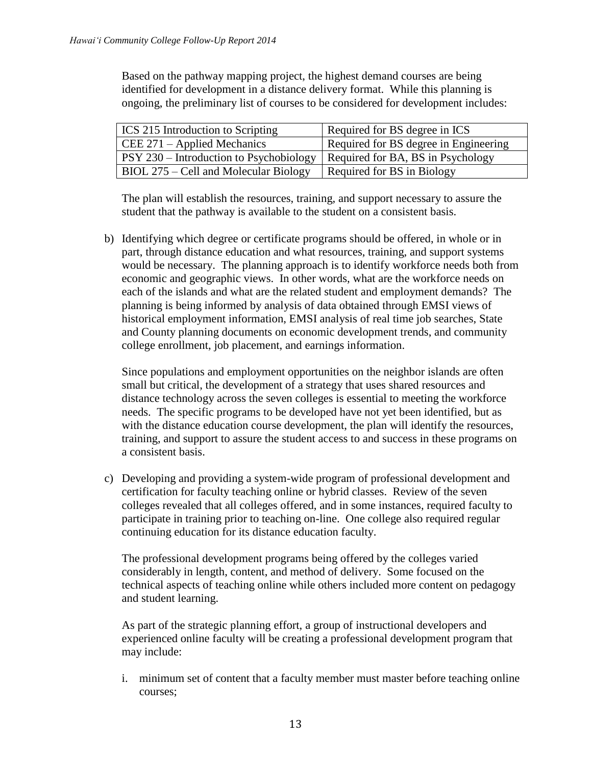Based on the pathway mapping project, the highest demand courses are being identified for development in a distance delivery format. While this planning is ongoing, the preliminary list of courses to be considered for development includes:

| ICS 215 Introduction to Scripting | Required for BS degree in ICS |
|---|---|
| CEE 271 – Applied Mechanics | Required for BS degree in Engineering |
| PSY 230 – Introduction to Psychobiology | Required for BA, BS in Psychology |
| BIOL 275 – Cell and Molecular Biology | Required for BS in Biology |

The plan will establish the resources, training, and support necessary to assure the student that the pathway is available to the student on a consistent basis.

b) Identifying which degree or certificate programs should be offered, in whole or in part, through distance education and what resources, training, and support systems would be necessary. The planning approach is to identify workforce needs both from economic and geographic views. In other words, what are the workforce needs on each of the islands and what are the related student and employment demands? The planning is being informed by analysis of data obtained through EMSI views of historical employment information, EMSI analysis of real time job searches, State and County planning documents on economic development trends, and community college enrollment, job placement, and earnings information.

   Since populations and employment opportunities on the neighbor islands are often small but critical, the development of a strategy that uses shared resources and distance technology across the seven colleges is essential to meeting the workforce needs. The specific programs to be developed have not yet been identified, but as with the distance education course development, the plan will identify the resources, training, and support to assure the student access to and success in these programs on a consistent basis.

c) Developing and providing a system-wide program of professional development and certification for faculty teaching online or hybrid classes. Review of the seven colleges revealed that all colleges offered, and in some instances, required faculty to participate in training prior to teaching on-line. One college also required regular continuing education for its distance education faculty.

   The professional development programs being offered by the colleges varied considerably in length, content, and method of delivery. Some focused on the technical aspects of teaching online while others included more content on pedagogy and student learning.

   As part of the strategic planning effort, a group of instructional developers and experienced online faculty will be creating a professional development program that may include:

   i. minimum set of content that a faculty member must master before teaching online courses;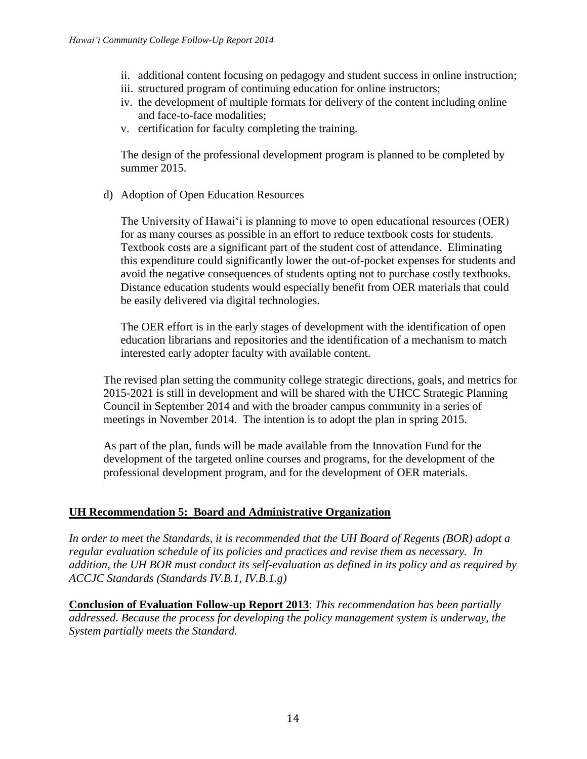ii. additional content focusing on pedagogy and student success in online instruction;
iii. structured program of continuing education for online instructors;
iv. the development of multiple formats for delivery of the content including online and face-to-face modalities;
v. certification for faculty completing the training.

The design of the professional development program is planned to be completed by summer 2015.

d) Adoption of Open Education Resources

The University of Hawaiʻi is planning to move to open educational resources (OER) for as many courses as possible in an effort to reduce textbook costs for students. Textbook costs are a significant part of the student cost of attendance. Eliminating this expenditure could significantly lower the out-of-pocket expenses for students and avoid the negative consequences of students opting not to purchase costly textbooks. Distance education students would especially benefit from OER materials that could be easily delivered via digital technologies.

The OER effort is in the early stages of development with the identification of open education librarians and repositories and the identification of a mechanism to match interested early adopter faculty with available content.

The revised plan setting the community college strategic directions, goals, and metrics for 2015-2021 is still in development and will be shared with the UHCC Strategic Planning Council in September 2014 and with the broader campus community in a series of meetings in November 2014. The intention is to adopt the plan in spring 2015.

As part of the plan, funds will be made available from the Innovation Fund for the development of the targeted online courses and programs, for the development of the professional development program, and for the development of OER materials.

## UH Recommendation 5: Board and Administrative Organization

*In order to meet the Standards, it is recommended that the UH Board of Regents (BOR) adopt a regular evaluation schedule of its policies and practices and revise them as necessary. In addition, the UH BOR must conduct its self-evaluation as defined in its policy and as required by ACCJC Standards (Standards IV.B.1, IV.B.1.g)*

**Conclusion of Evaluation Follow-up Report 2013**: *This recommendation has been partially addressed. Because the process for developing the policy management system is underway, the System partially meets the Standard.*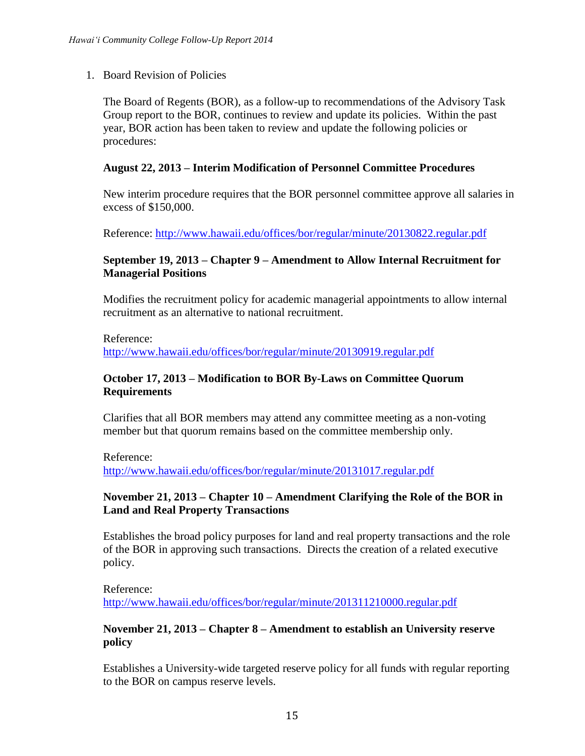1. Board Revision of Policies

   The Board of Regents (BOR), as a follow-up to recommendations of the Advisory Task Group report to the BOR, continues to review and update its policies. Within the past year, BOR action has been taken to review and update the following policies or procedures:

   **August 22, 2013 – Interim Modification of Personnel Committee Procedures**

   New interim procedure requires that the BOR personnel committee approve all salaries in excess of $150,000.

   Reference: http://www.hawaii.edu/offices/bor/regular/minute/20130822.regular.pdf

   **September 19, 2013 – Chapter 9 – Amendment to Allow Internal Recruitment for Managerial Positions**

   Modifies the recruitment policy for academic managerial appointments to allow internal recruitment as an alternative to national recruitment.

   Reference:
   http://www.hawaii.edu/offices/bor/regular/minute/20130919.regular.pdf

   **October 17, 2013 – Modification to BOR By-Laws on Committee Quorum Requirements**

   Clarifies that all BOR members may attend any committee meeting as a non-voting member but that quorum remains based on the committee membership only.

   Reference:
   http://www.hawaii.edu/offices/bor/regular/minute/20131017.regular.pdf

   **November 21, 2013 – Chapter 10 – Amendment Clarifying the Role of the BOR in Land and Real Property Transactions**

   Establishes the broad policy purposes for land and real property transactions and the role of the BOR in approving such transactions. Directs the creation of a related executive policy.

   Reference:
   http://www.hawaii.edu/offices/bor/regular/minute/201311210000.regular.pdf

   **November 21, 2013 – Chapter 8 – Amendment to establish an University reserve policy**

   Establishes a University-wide targeted reserve policy for all funds with regular reporting to the BOR on campus reserve levels.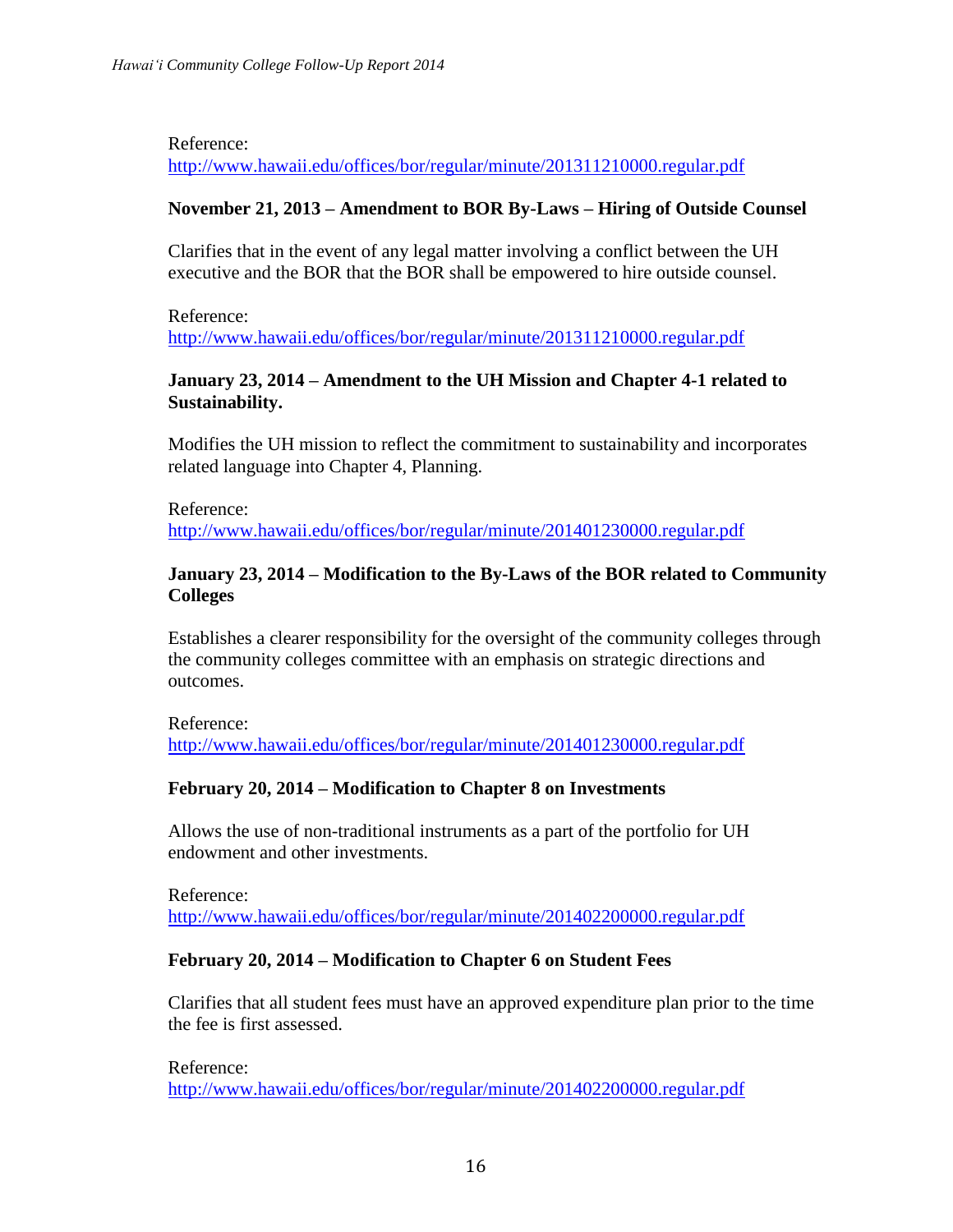Reference:
http://www.hawaii.edu/offices/bor/regular/minute/201311210000.regular.pdf

**November 21, 2013 – Amendment to BOR By-Laws – Hiring of Outside Counsel**

Clarifies that in the event of any legal matter involving a conflict between the UH executive and the BOR that the BOR shall be empowered to hire outside counsel.

Reference:
http://www.hawaii.edu/offices/bor/regular/minute/201311210000.regular.pdf

**January 23, 2014 – Amendment to the UH Mission and Chapter 4-1 related to Sustainability.**

Modifies the UH mission to reflect the commitment to sustainability and incorporates related language into Chapter 4, Planning.

Reference:
http://www.hawaii.edu/offices/bor/regular/minute/201401230000.regular.pdf

**January 23, 2014 – Modification to the By-Laws of the BOR related to Community Colleges**

Establishes a clearer responsibility for the oversight of the community colleges through the community colleges committee with an emphasis on strategic directions and outcomes.

Reference:
http://www.hawaii.edu/offices/bor/regular/minute/201401230000.regular.pdf

**February 20, 2014 – Modification to Chapter 8 on Investments**

Allows the use of non-traditional instruments as a part of the portfolio for UH endowment and other investments.

Reference:
http://www.hawaii.edu/offices/bor/regular/minute/201402200000.regular.pdf

**February 20, 2014 – Modification to Chapter 6 on Student Fees**

Clarifies that all student fees must have an approved expenditure plan prior to the time the fee is first assessed.

Reference:
http://www.hawaii.edu/offices/bor/regular/minute/201402200000.regular.pdf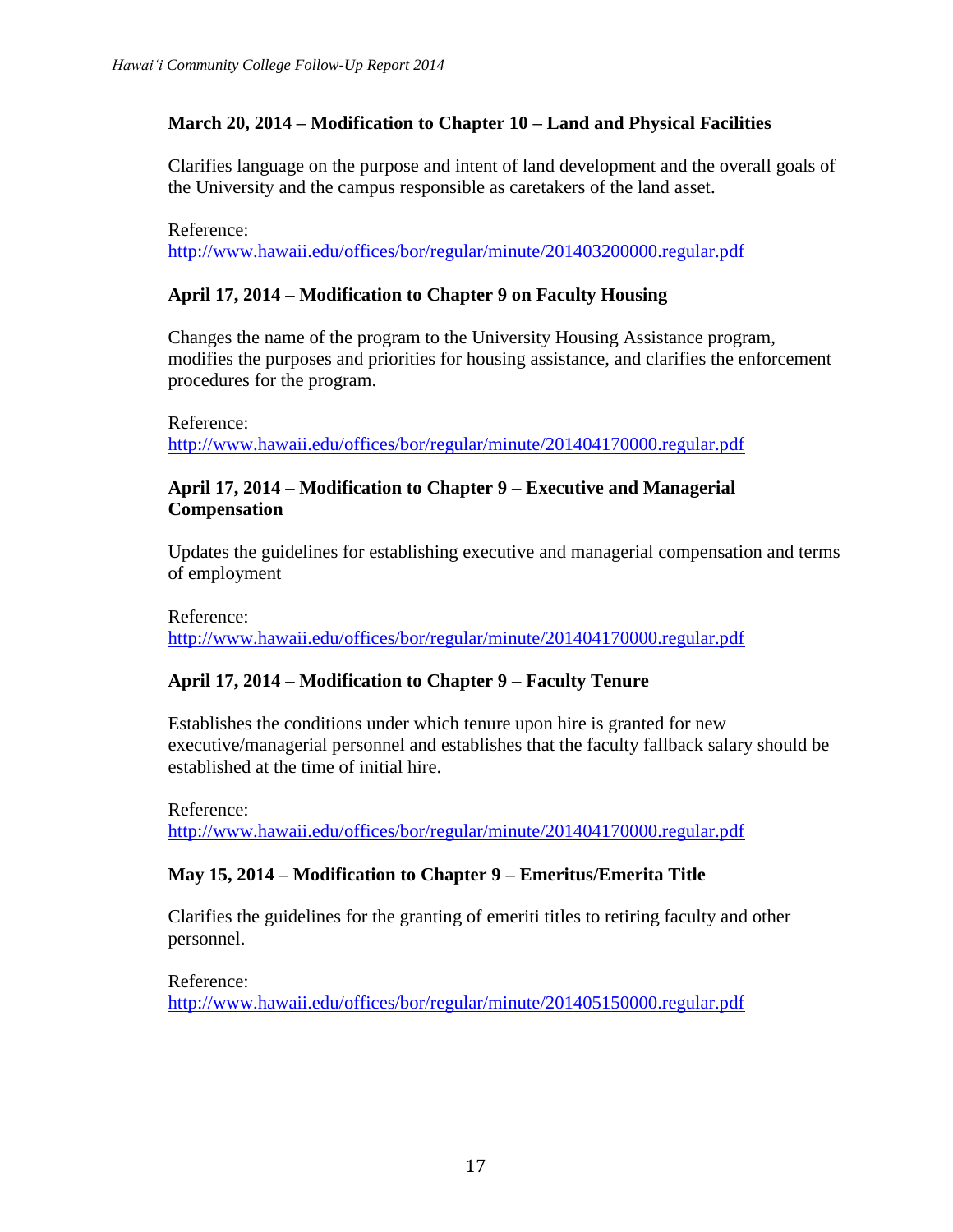**March 20, 2014 – Modification to Chapter 10 – Land and Physical Facilities**

Clarifies language on the purpose and intent of land development and the overall goals of the University and the campus responsible as caretakers of the land asset.

Reference:
http://www.hawaii.edu/offices/bor/regular/minute/201403200000.regular.pdf

**April 17, 2014 – Modification to Chapter 9 on Faculty Housing**

Changes the name of the program to the University Housing Assistance program, modifies the purposes and priorities for housing assistance, and clarifies the enforcement procedures for the program.

Reference:
http://www.hawaii.edu/offices/bor/regular/minute/201404170000.regular.pdf

**April 17, 2014 – Modification to Chapter 9 – Executive and Managerial Compensation**

Updates the guidelines for establishing executive and managerial compensation and terms of employment

Reference:
http://www.hawaii.edu/offices/bor/regular/minute/201404170000.regular.pdf

**April 17, 2014 – Modification to Chapter 9 – Faculty Tenure**

Establishes the conditions under which tenure upon hire is granted for new executive/managerial personnel and establishes that the faculty fallback salary should be established at the time of initial hire.

Reference:
http://www.hawaii.edu/offices/bor/regular/minute/201404170000.regular.pdf

**May 15, 2014 – Modification to Chapter 9 – Emeritus/Emerita Title**

Clarifies the guidelines for the granting of emeriti titles to retiring faculty and other personnel.

Reference:
http://www.hawaii.edu/offices/bor/regular/minute/201405150000.regular.pdf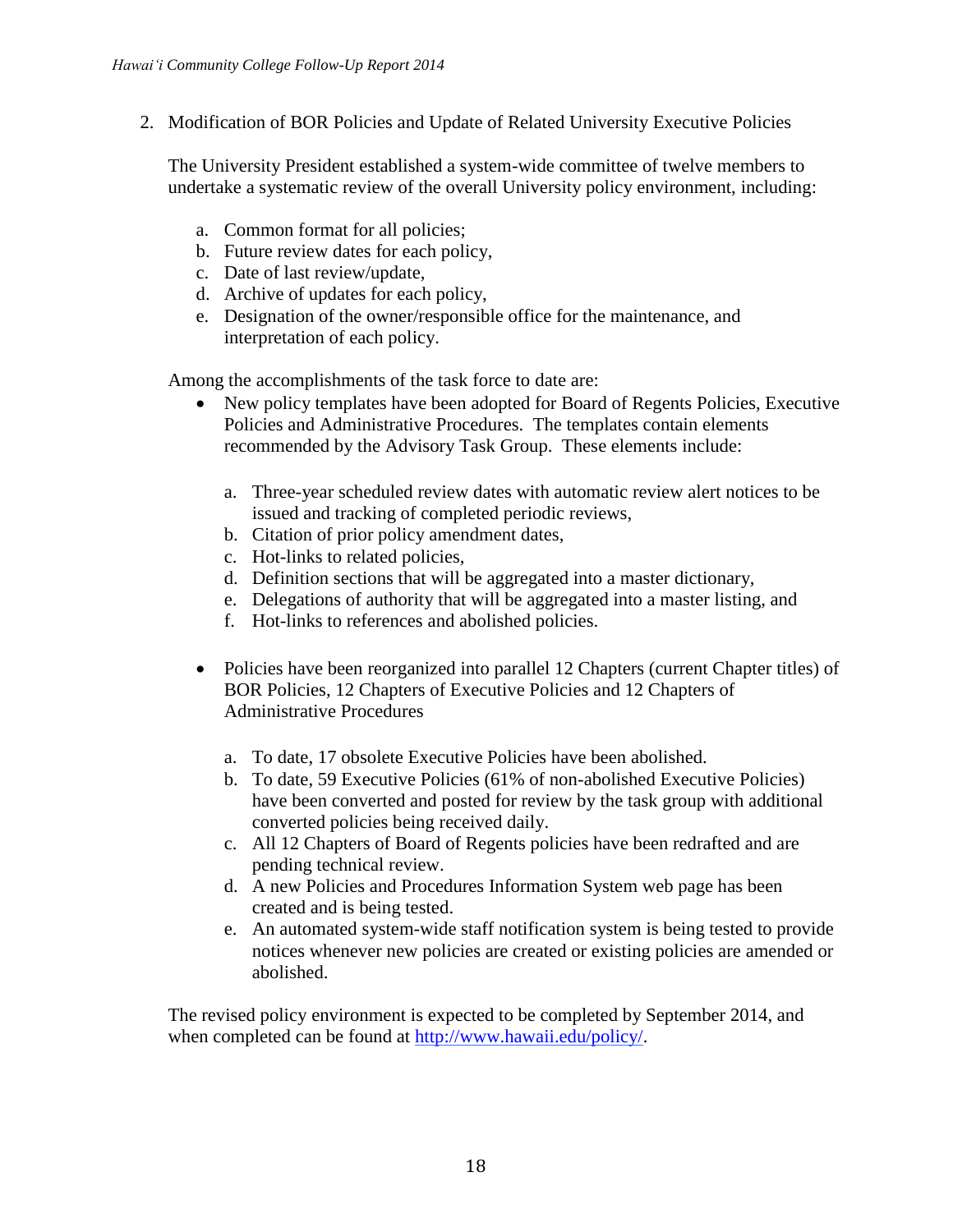2. Modification of BOR Policies and Update of Related University Executive Policies

   The University President established a system-wide committee of twelve members to undertake a systematic review of the overall University policy environment, including:

   a. Common format for all policies;
   b. Future review dates for each policy,
   c. Date of last review/update,
   d. Archive of updates for each policy,
   e. Designation of the owner/responsible office for the maintenance, and interpretation of each policy.

   Among the accomplishments of the task force to date are:

   - New policy templates have been adopted for Board of Regents Policies, Executive Policies and Administrative Procedures. The templates contain elements recommended by the Advisory Task Group. These elements include:

     a. Three-year scheduled review dates with automatic review alert notices to be issued and tracking of completed periodic reviews,
     b. Citation of prior policy amendment dates,
     c. Hot-links to related policies,
     d. Definition sections that will be aggregated into a master dictionary,
     e. Delegations of authority that will be aggregated into a master listing, and
     f. Hot-links to references and abolished policies.

   - Policies have been reorganized into parallel 12 Chapters (current Chapter titles) of BOR Policies, 12 Chapters of Executive Policies and 12 Chapters of Administrative Procedures

     a. To date, 17 obsolete Executive Policies have been abolished.
     b. To date, 59 Executive Policies (61% of non-abolished Executive Policies) have been converted and posted for review by the task group with additional converted policies being received daily.
     c. All 12 Chapters of Board of Regents policies have been redrafted and are pending technical review.
     d. A new Policies and Procedures Information System web page has been created and is being tested.
     e. An automated system-wide staff notification system is being tested to provide notices whenever new policies are created or existing policies are amended or abolished.

   The revised policy environment is expected to be completed by September 2014, and when completed can be found at [http://www.hawaii.edu/policy/](http://www.hawaii.edu/policy/).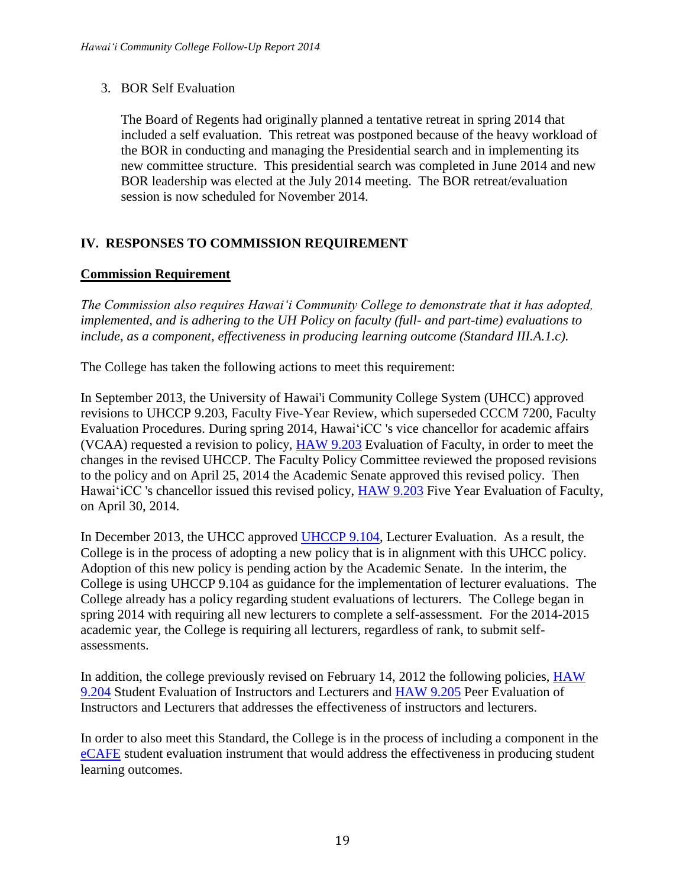3. BOR Self Evaluation

   The Board of Regents had originally planned a tentative retreat in spring 2014 that included a self evaluation. This retreat was postponed because of the heavy workload of the BOR in conducting and managing the Presidential search and in implementing its new committee structure. This presidential search was completed in June 2014 and new BOR leadership was elected at the July 2014 meeting. The BOR retreat/evaluation session is now scheduled for November 2014.

## IV. RESPONSES TO COMMISSION REQUIREMENT

**Commission Requirement**

*The Commission also requires Hawai'i Community College to demonstrate that it has adopted, implemented, and is adhering to the UH Policy on faculty (full- and part-time) evaluations to include, as a component, effectiveness in producing learning outcome (Standard III.A.1.c).*

The College has taken the following actions to meet this requirement:

In September 2013, the University of Hawai'i Community College System (UHCC) approved revisions to UHCCP 9.203, Faculty Five-Year Review, which superseded CCCM 7200, Faculty Evaluation Procedures. During spring 2014, Hawai'iCC 's vice chancellor for academic affairs (VCAA) requested a revision to policy, HAW 9.203 Evaluation of Faculty, in order to meet the changes in the revised UHCCP. The Faculty Policy Committee reviewed the proposed revisions to the policy and on April 25, 2014 the Academic Senate approved this revised policy. Then Hawai'iCC 's chancellor issued this revised policy, HAW 9.203 Five Year Evaluation of Faculty, on April 30, 2014.

In December 2013, the UHCC approved UHCCP 9.104, Lecturer Evaluation. As a result, the College is in the process of adopting a new policy that is in alignment with this UHCC policy. Adoption of this new policy is pending action by the Academic Senate. In the interim, the College is using UHCCP 9.104 as guidance for the implementation of lecturer evaluations. The College already has a policy regarding student evaluations of lecturers. The College began in spring 2014 with requiring all new lecturers to complete a self-assessment. For the 2014-2015 academic year, the College is requiring all lecturers, regardless of rank, to submit self-assessments.

In addition, the college previously revised on February 14, 2012 the following policies, HAW 9.204 Student Evaluation of Instructors and Lecturers and HAW 9.205 Peer Evaluation of Instructors and Lecturers that addresses the effectiveness of instructors and lecturers.

In order to also meet this Standard, the College is in the process of including a component in the eCAFE student evaluation instrument that would address the effectiveness in producing student learning outcomes.